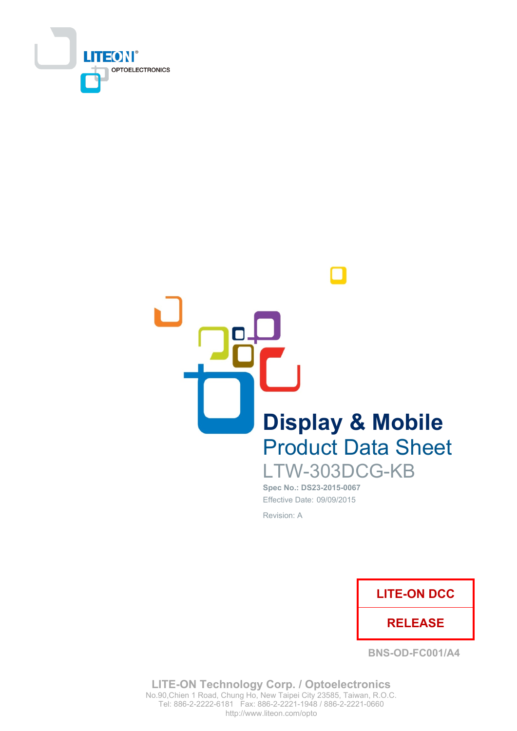LITEON OPTOELECTRONICS

# Display & Mobile

## Product Data Sheet

## LTW-303DCG-KB

**Spec No.: DS23-2015-0067**

Effective Date: 09/09/2015

Revision: A

| LITE-ON DCC |
|---|
| RELEASE |

BNS-OD-FC001/A4

**LITE-ON Technology Corp. / Optoelectronics**
No.90,Chien 1 Road, Chung Ho, New Taipei City 23585, Taiwan, R.O.C.
Tel: 886-2-2222-6181 Fax: 886-2-2221-1948 / 886-2-2221-0660
http://www.liteon.com/opto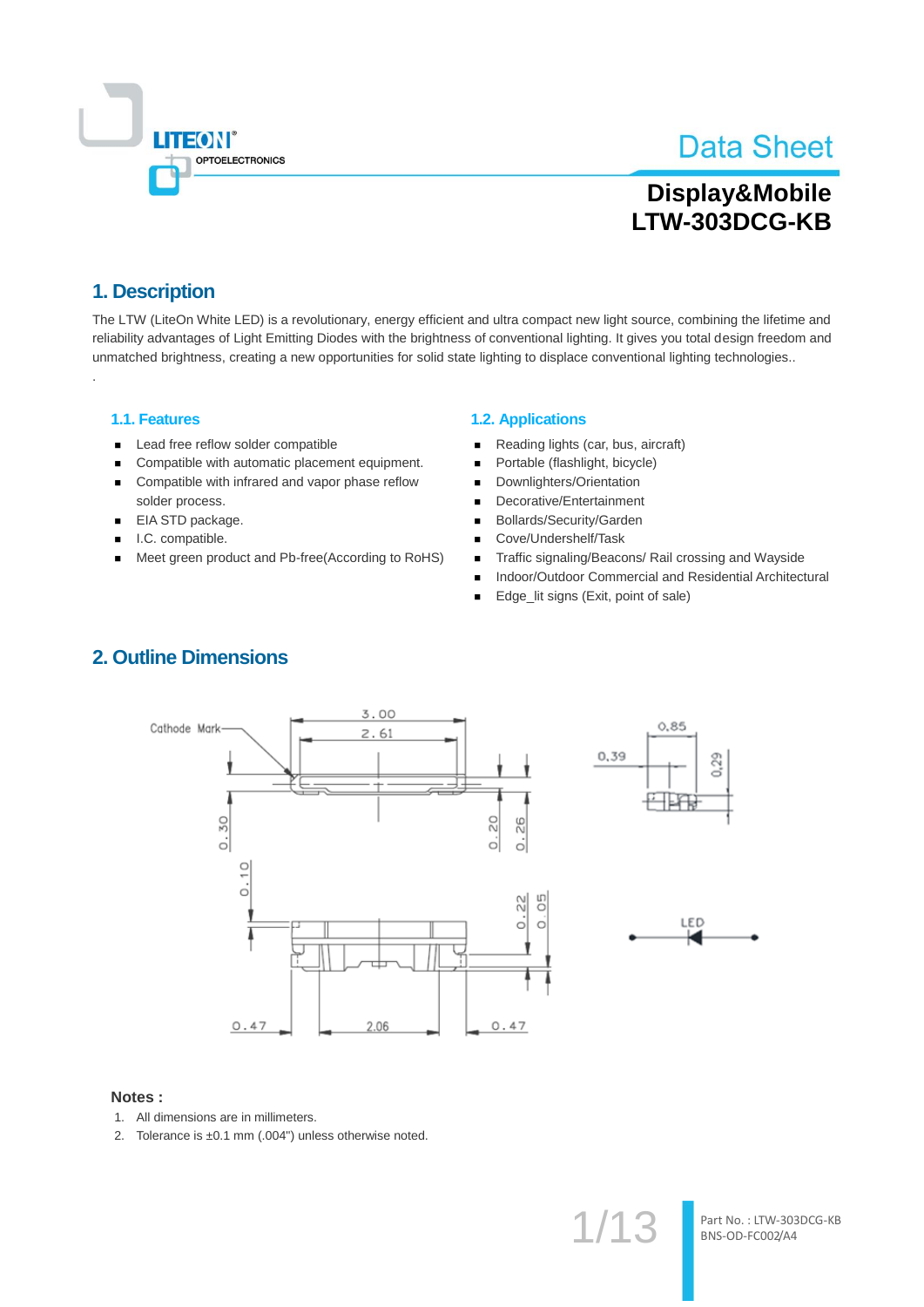# Data Sheet

## Display&Mobile
## LTW-303DCG-KB

## 1. Description

The LTW (LiteOn White LED) is a revolutionary, energy efficient and ultra compact new light source, combining the lifetime and reliability advantages of Light Emitting Diodes with the brightness of conventional lighting. It gives you total design freedom and unmatched brightness, creating a new opportunities for solid state lighting to displace conventional lighting technologies..

### 1.1. Features

- Lead free reflow solder compatible
- Compatible with automatic placement equipment.
- Compatible with infrared and vapor phase reflow solder process.
- EIA STD package.
- I.C. compatible.
- Meet green product and Pb-free(According to RoHS)

### 1.2. Applications

- Reading lights (car, bus, aircraft)
- Portable (flashlight, bicycle)
- Downlighters/Orientation
- Decorative/Entertainment
- Bollards/Security/Garden
- Cove/Undershelf/Task
- Traffic signaling/Beacons/ Rail crossing and Wayside
- Indoor/Outdoor Commercial and Residential Architectural
- Edge_lit signs (Exit, point of sale)

## 2. Outline Dimensions

**Notes :**

1. All dimensions are in millimeters.
2. Tolerance is ±0.1 mm (.004") unless otherwise noted.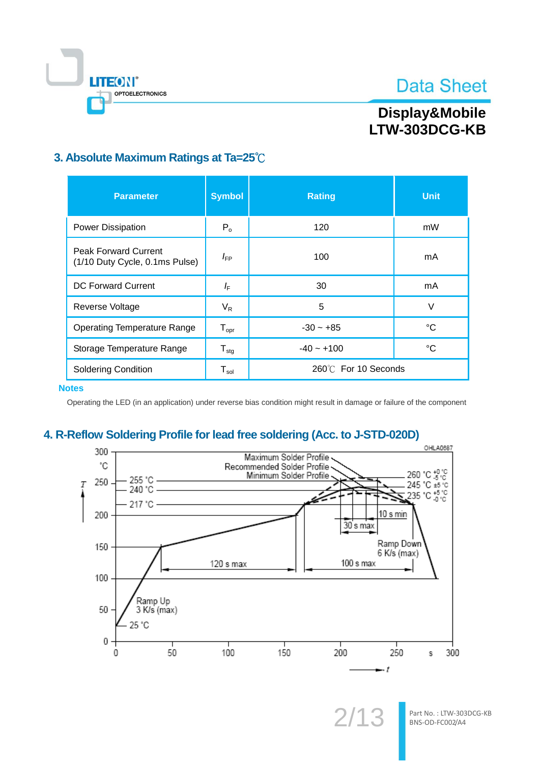## 3. Absolute Maximum Ratings at Ta=25℃

| Parameter | Symbol | Rating | Unit |
|---|---|---|---|
| Power Dissipation | $P_o$ | 120 | mW |
| Peak Forward Current (1/10 Duty Cycle, 0.1ms Pulse) | $I_{FP}$ | 100 | mA |
| DC Forward Current | $I_F$ | 30 | mA |
| Reverse Voltage | $V_R$ | 5 | V |
| Operating Temperature Range | $T_{opr}$ | -30 ~ +85 | °C |
| Storage Temperature Range | $T_{stg}$ | -40 ~ +100 | °C |
| Soldering Condition | $T_{sol}$ | 260℃ For 10 Seconds | |

**Notes**

Operating the LED (in an application) under reverse bias condition might result in damage or failure of the component

## 4. R-Reflow Soldering Profile for lead free soldering (Acc. to J-STD-020D)

OHLA0687

Maximum Solder Profile
Recommended Solder Profile
Minimum Solder Profile

260 °C $^{+0\,°C}_{-5\,°C}$
245 °C ±5 °C
235 °C $^{+5\,°C}_{-0\,°C}$

255 °C
240 °C
217 °C

10 s min
30 s max
Ramp Down 6 K/s (max)
120 s max
100 s max
Ramp Up 3 K/s (max)
25 °C

T (°C): 0, 50, 100, 150, 200, 250, 300
t (s): 0, 50, 100, 150, 200, 250, 300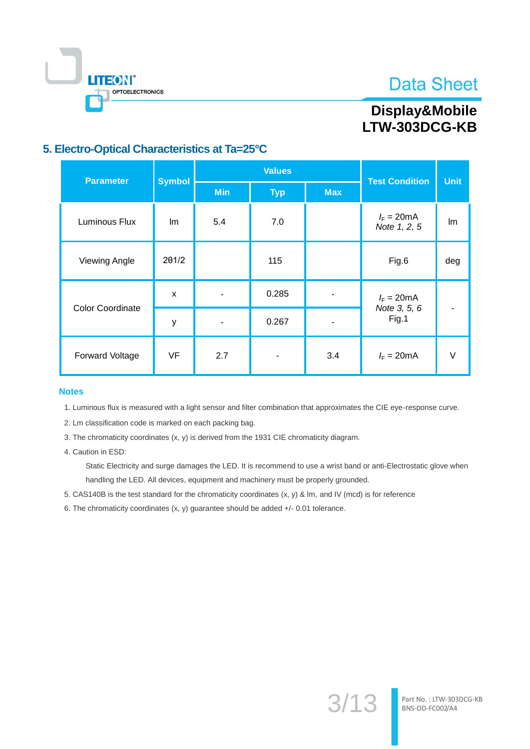## 5. Electro-Optical Characteristics at Ta=25°C

| Parameter | Symbol | Values | | | Test Condition | Unit |
|---|---|---|---|---|---|---|
| | | Min | Typ | Max | | |
| Luminous Flux | lm | 5.4 | 7.0 | | $I_F$ = 20mA *Note 1, 2, 5* | lm |
| Viewing Angle | 2θ1/2 | | 115 | | Fig.6 | deg |
| Color Coordinate | x | - | 0.285 | - | $I_F$ = 20mA *Note 3, 5, 6* Fig.1 | - |
| | y | - | 0.267 | - | | |
| Forward Voltage | VF | 2.7 | - | 3.4 | $I_F$ = 20mA | V |

**Notes**

1. Luminous flux is measured with a light sensor and filter combination that approximates the CIE eye-response curve.
2. Lm classification code is marked on each packing bag.
3. The chromaticity coordinates (x, y) is derived from the 1931 CIE chromaticity diagram.
4. Caution in ESD:

   Static Electricity and surge damages the LED. It is recommend to use a wrist band or anti-Electrostatic glove when handling the LED. All devices, equipment and machinery must be properly grounded.
5. CAS140B is the test standard for the chromaticity coordinates (x, y) & lm, and IV (mcd) is for reference
6. The chromaticity coordinates (x, y) guarantee should be added +/- 0.01 tolerance.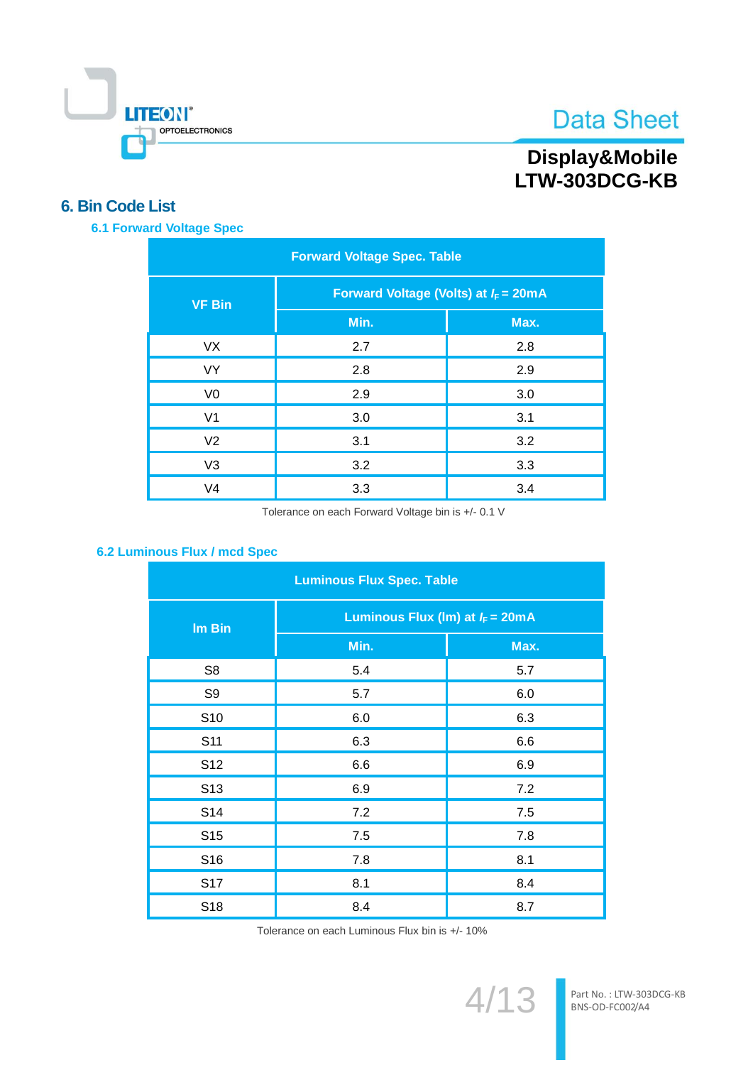# 6. Bin Code List

## 6.1 Forward Voltage Spec

| Forward Voltage Spec. Table | | |
|---|---|---|
| VF Bin | Forward Voltage (Volts) at $I_F$ = 20mA | |
| | Min. | Max. |
| VX | 2.7 | 2.8 |
| VY | 2.8 | 2.9 |
| V0 | 2.9 | 3.0 |
| V1 | 3.0 | 3.1 |
| V2 | 3.1 | 3.2 |
| V3 | 3.2 | 3.3 |
| V4 | 3.3 | 3.4 |

Tolerance on each Forward Voltage bin is +/- 0.1 V

## 6.2 Luminous Flux / mcd Spec

| Luminous Flux Spec. Table | | |
|---|---|---|
| lm Bin | Luminous Flux (lm) at $I_F$ = 20mA | |
| | Min. | Max. |
| S8 | 5.4 | 5.7 |
| S9 | 5.7 | 6.0 |
| S10 | 6.0 | 6.3 |
| S11 | 6.3 | 6.6 |
| S12 | 6.6 | 6.9 |
| S13 | 6.9 | 7.2 |
| S14 | 7.2 | 7.5 |
| S15 | 7.5 | 7.8 |
| S16 | 7.8 | 8.1 |
| S17 | 8.1 | 8.4 |
| S18 | 8.4 | 8.7 |

Tolerance on each Luminous Flux bin is +/- 10%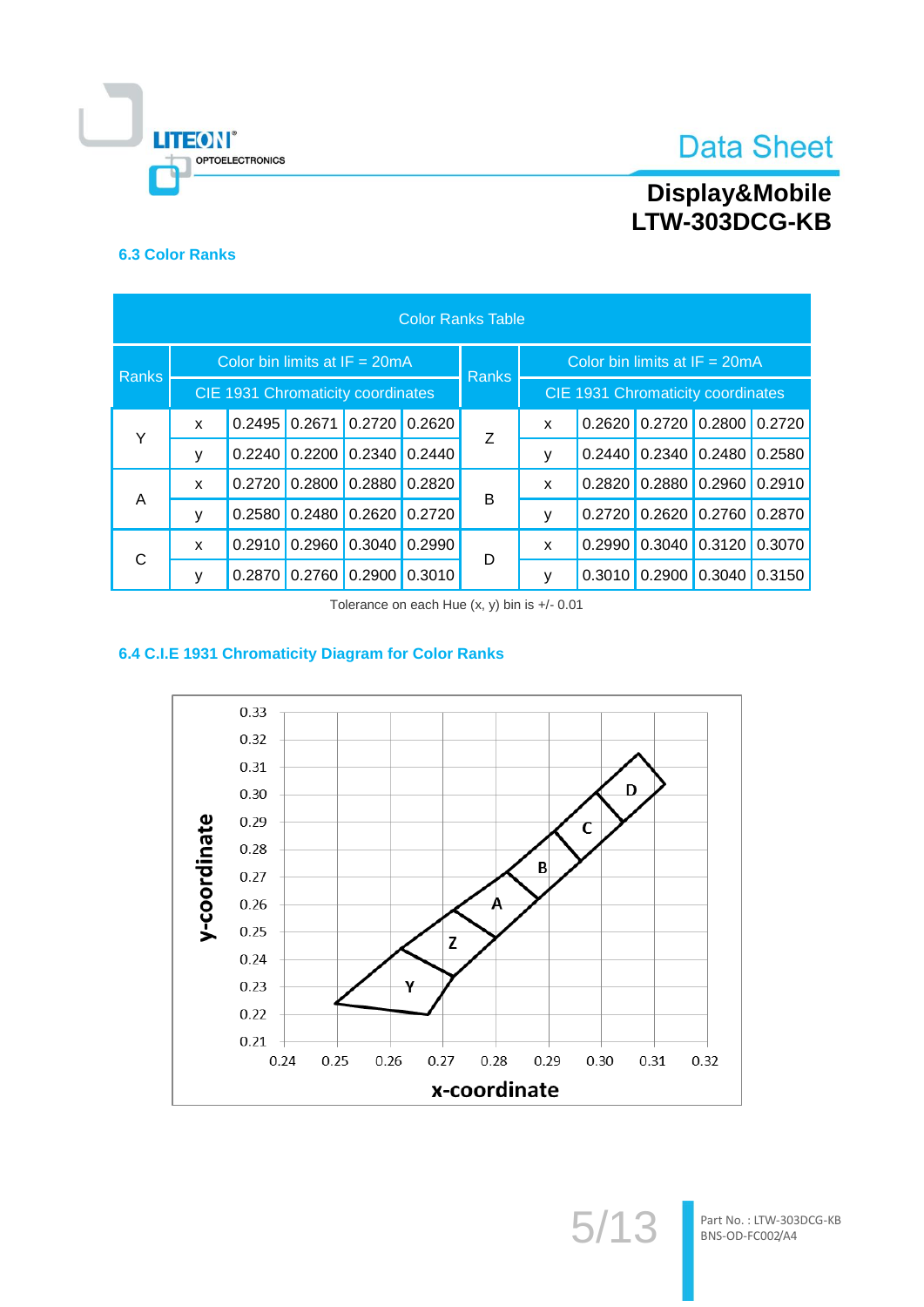### 6.3 Color Ranks

| Color Ranks Table | | | | | | | | | | | |
|---|---|---|---|---|---|---|---|---|---|---|---|
| Ranks | Color bin limits at IF = 20mA<br>CIE 1931 Chromaticity coordinates | | | | | Ranks | Color bin limits at IF = 20mA<br>CIE 1931 Chromaticity coordinates | | | | |
| Y | x | 0.2495 | 0.2671 | 0.2720 | 0.2620 | Z | x | 0.2620 | 0.2720 | 0.2800 | 0.2720 |
| | y | 0.2240 | 0.2200 | 0.2340 | 0.2440 | | y | 0.2440 | 0.2340 | 0.2480 | 0.2580 |
| A | x | 0.2720 | 0.2800 | 0.2880 | 0.2820 | B | x | 0.2820 | 0.2880 | 0.2960 | 0.2910 |
| | y | 0.2580 | 0.2480 | 0.2620 | 0.2720 | | y | 0.2720 | 0.2620 | 0.2760 | 0.2870 |
| C | x | 0.2910 | 0.2960 | 0.3040 | 0.2990 | D | x | 0.2990 | 0.3040 | 0.3120 | 0.3070 |
| | y | 0.2870 | 0.2760 | 0.2900 | 0.3010 | | y | 0.3010 | 0.2900 | 0.3040 | 0.3150 |

Tolerance on each Hue (x, y) bin is +/- 0.01

### 6.4 C.I.E 1931 Chromaticity Diagram for Color Ranks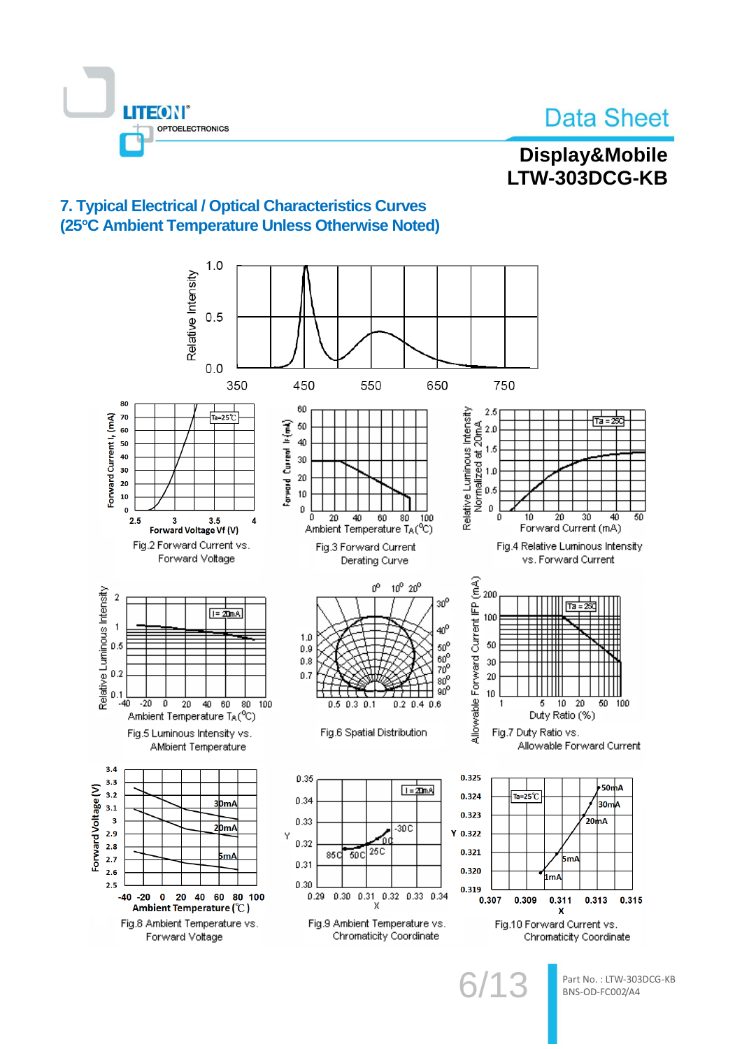## 7. Typical Electrical / Optical Characteristics Curves
## (25°C Ambient Temperature Unless Otherwise Noted)

Fig.2 Forward Current vs. Forward Voltage

Fig.3 Forward Current Derating Curve

Fig.4 Relative Luminous Intensity vs. Forward Current

Fig.5 Luminous Intensity vs. AMbient Temperature

Fig.6 Spatial Distribution

Fig.7 Duty Ratio vs. Allowable Forward Current

Fig.8 Ambient Temperature vs. Forward Voltage

Fig.9 Ambient Temperature vs. Chromaticity Coordinate

Fig.10 Forward Current vs. Chromaticity Coordinate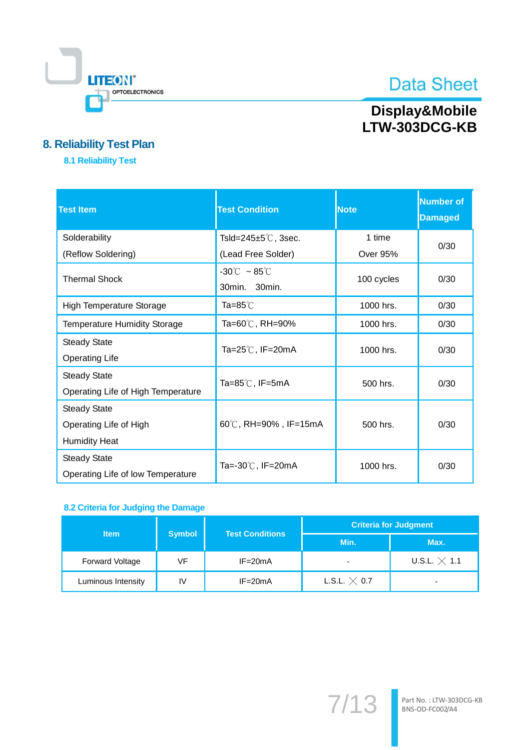# 8. Reliability Test Plan

## 8.1 Reliability Test

| Test Item | Test Condition | Note | Number of Damaged |
|---|---|---|---|
| Solderability (Reflow Soldering) | Tsld=245±5℃, 3sec. (Lead Free Solder) | 1 time Over 95% | 0/30 |
| Thermal Shock | -30℃ ~ 85℃ 30min. 30min. | 100 cycles | 0/30 |
| High Temperature Storage | Ta=85℃ | 1000 hrs. | 0/30 |
| Temperature Humidity Storage | Ta=60℃, RH=90% | 1000 hrs. | 0/30 |
| Steady State Operating Life | Ta=25℃, IF=20mA | 1000 hrs. | 0/30 |
| Steady State Operating Life of High Temperature | Ta=85℃, IF=5mA | 500 hrs. | 0/30 |
| Steady State Operating Life of High Humidity Heat | 60℃, RH=90% , IF=15mA | 500 hrs. | 0/30 |
| Steady State Operating Life of low Temperature | Ta=-30℃, IF=20mA | 1000 hrs. | 0/30 |

## 8.2 Criteria for Judging the Damage

| Item | Symbol | Test Conditions | Criteria for Judgment | |
|---|---|---|---|---|
| | | | Min. | Max. |
| Forward Voltage | VF | IF=20mA | - | U.S.L. ╳ 1.1 |
| Luminous Intensity | IV | IF=20mA | L.S.L. ╳ 0.7 | - |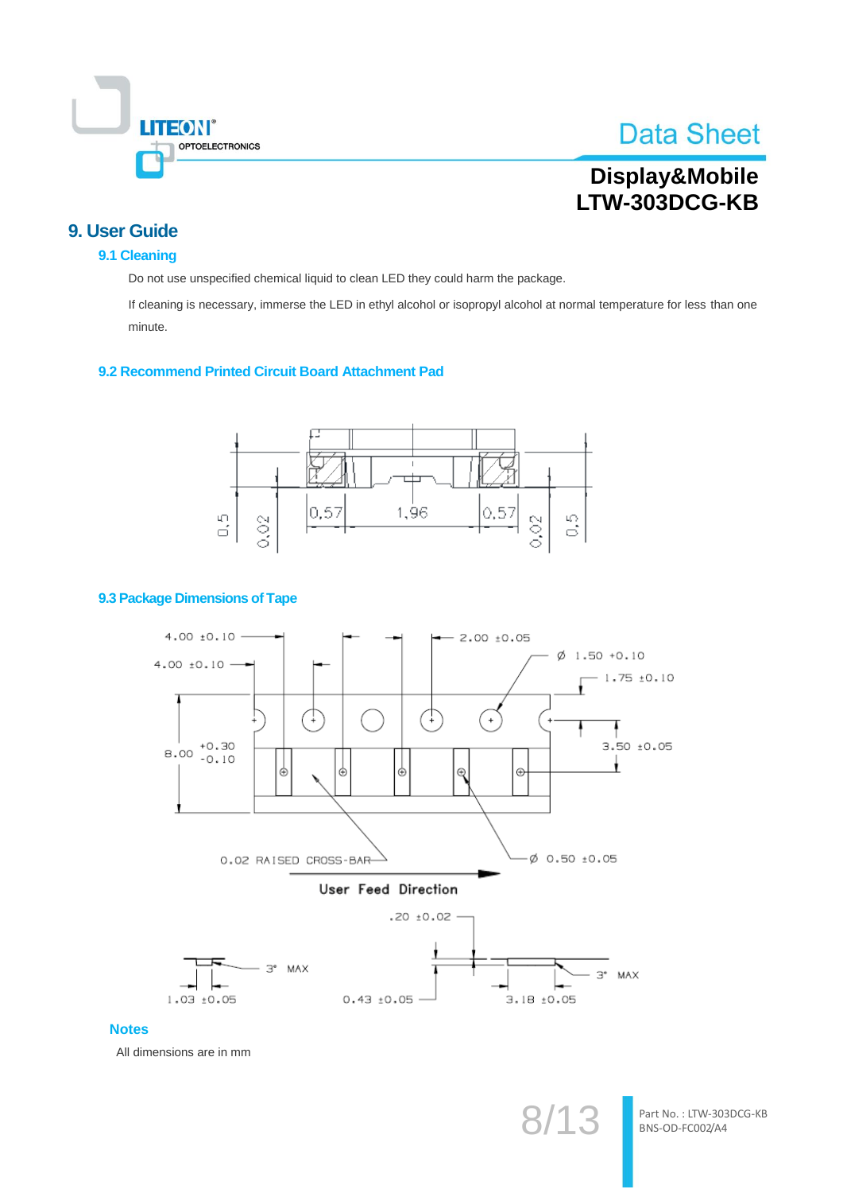# 9. User Guide

## 9.1 Cleaning

Do not use unspecified chemical liquid to clean LED they could harm the package.

If cleaning is necessary, immerse the LED in ethyl alcohol or isopropyl alcohol at normal temperature for less than one minute.

## 9.2 Recommend Printed Circuit Board Attachment Pad

## 9.3 Package Dimensions of Tape

### Notes

All dimensions are in mm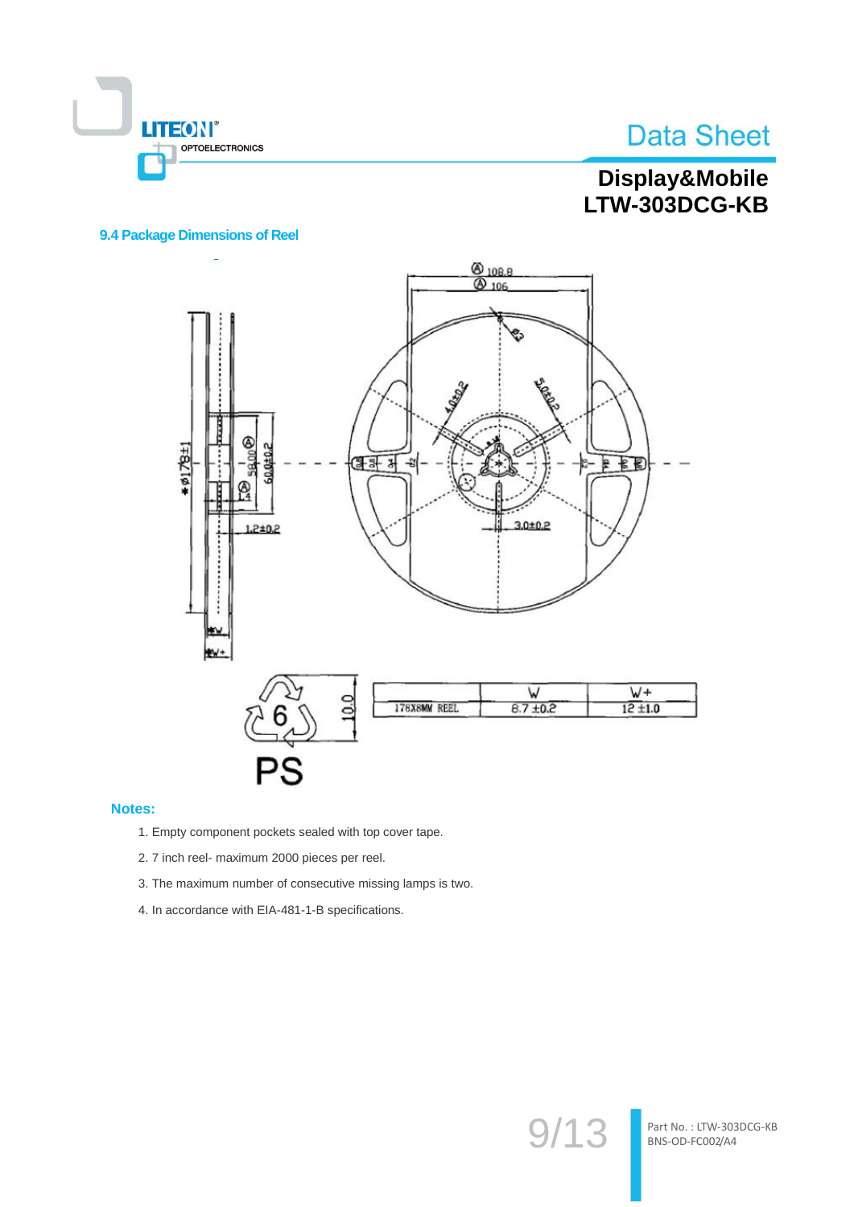## 9.4 Package Dimensions of Reel

| 178X8MM REEL | W | W+ |
|---|---|---|
| | 8.7 ±0.2 | 12 ±1.0 |

**Notes:**

1. Empty component pockets sealed with top cover tape.
2. 7 inch reel- maximum 2000 pieces per reel.
3. The maximum number of consecutive missing lamps is two.
4. In accordance with EIA-481-1-B specifications.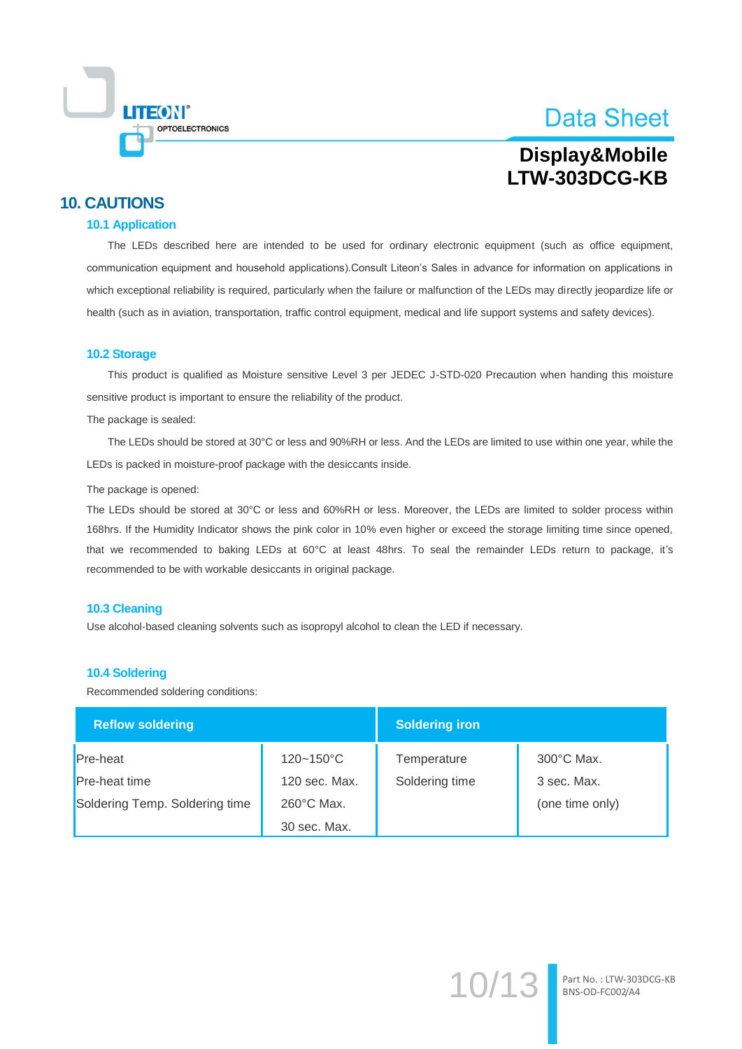## 10. CAUTIONS

### 10.1 Application

The LEDs described here are intended to be used for ordinary electronic equipment (such as office equipment, communication equipment and household applications).Consult Liteon's Sales in advance for information on applications in which exceptional reliability is required, particularly when the failure or malfunction of the LEDs may directly jeopardize life or health (such as in aviation, transportation, traffic control equipment, medical and life support systems and safety devices).

### 10.2 Storage

This product is qualified as Moisture sensitive Level 3 per JEDEC J-STD-020 Precaution when handing this moisture sensitive product is important to ensure the reliability of the product.

The package is sealed:

The LEDs should be stored at 30°C or less and 90%RH or less. And the LEDs are limited to use within one year, while the LEDs is packed in moisture-proof package with the desiccants inside.

The package is opened:

The LEDs should be stored at 30°C or less and 60%RH or less. Moreover, the LEDs are limited to solder process within 168hrs. If the Humidity Indicator shows the pink color in 10% even higher or exceed the storage limiting time since opened, that we recommended to baking LEDs at 60°C at least 48hrs. To seal the remainder LEDs return to package, it's recommended to be with workable desiccants in original package.

### 10.3 Cleaning

Use alcohol-based cleaning solvents such as isopropyl alcohol to clean the LED if necessary.

### 10.4 Soldering

Recommended soldering conditions:

| Reflow soldering | | Soldering iron | |
|---|---|---|---|
| Pre-heat | 120~150°C | Temperature | 300°C Max. |
| Pre-heat time | 120 sec. Max. | Soldering time | 3 sec. Max. |
| Soldering Temp. Soldering time | 260°C Max.<br>30 sec. Max. | | (one time only) |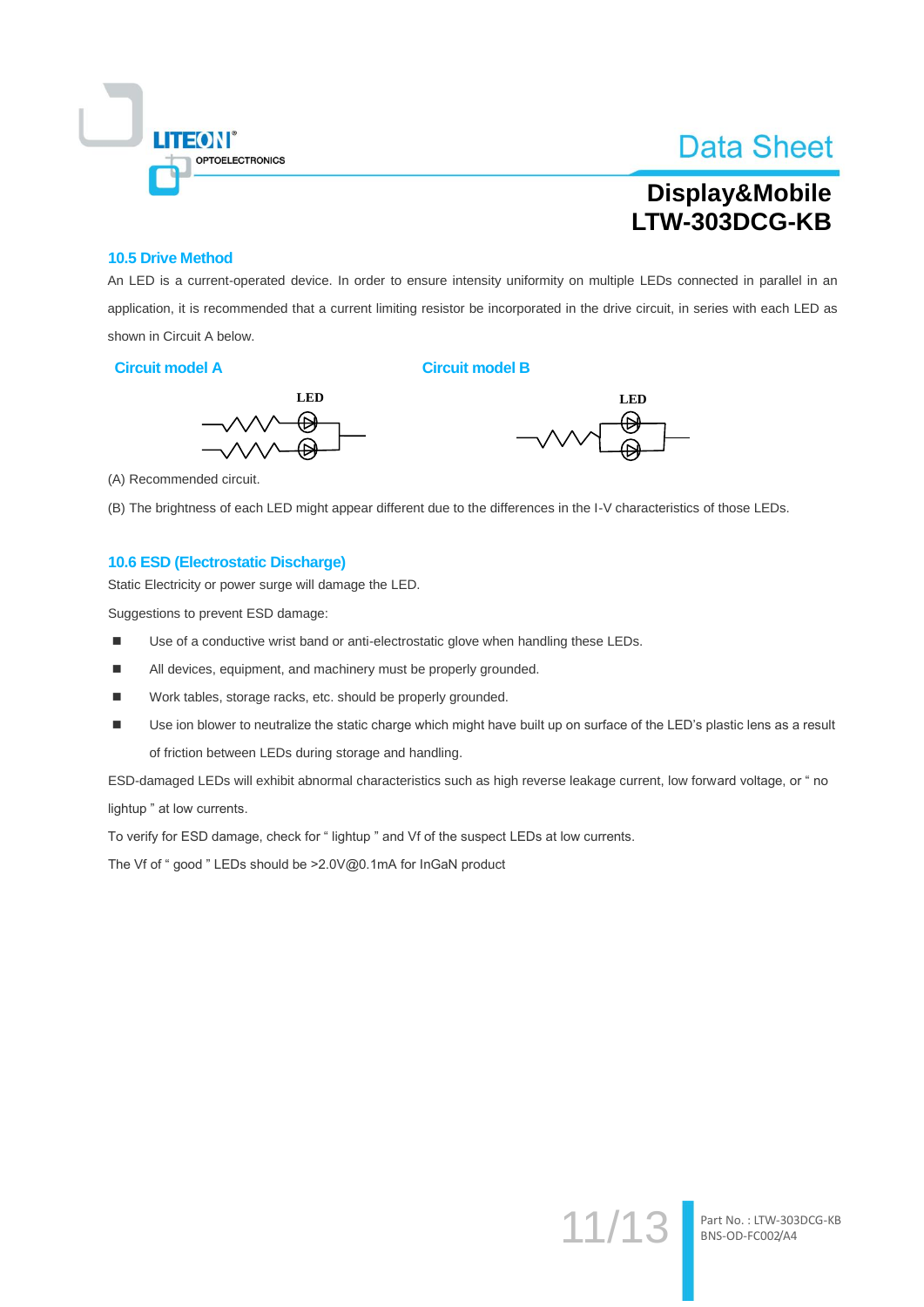### 10.5 Drive Method

An LED is a current-operated device. In order to ensure intensity uniformity on multiple LEDs connected in parallel in an application, it is recommended that a current limiting resistor be incorporated in the drive circuit, in series with each LED as shown in Circuit A below.

**Circuit model A**

**Circuit model B**

(A) Recommended circuit.

(B) The brightness of each LED might appear different due to the differences in the I-V characteristics of those LEDs.

### 10.6 ESD (Electrostatic Discharge)

Static Electricity or power surge will damage the LED.

Suggestions to prevent ESD damage:

- Use of a conductive wrist band or anti-electrostatic glove when handling these LEDs.
- All devices, equipment, and machinery must be properly grounded.
- Work tables, storage racks, etc. should be properly grounded.
- Use ion blower to neutralize the static charge which might have built up on surface of the LED's plastic lens as a result of friction between LEDs during storage and handling.

ESD-damaged LEDs will exhibit abnormal characteristics such as high reverse leakage current, low forward voltage, or " no lightup " at low currents.

To verify for ESD damage, check for " lightup " and Vf of the suspect LEDs at low currents.

The Vf of " good " LEDs should be >2.0V@0.1mA for InGaN product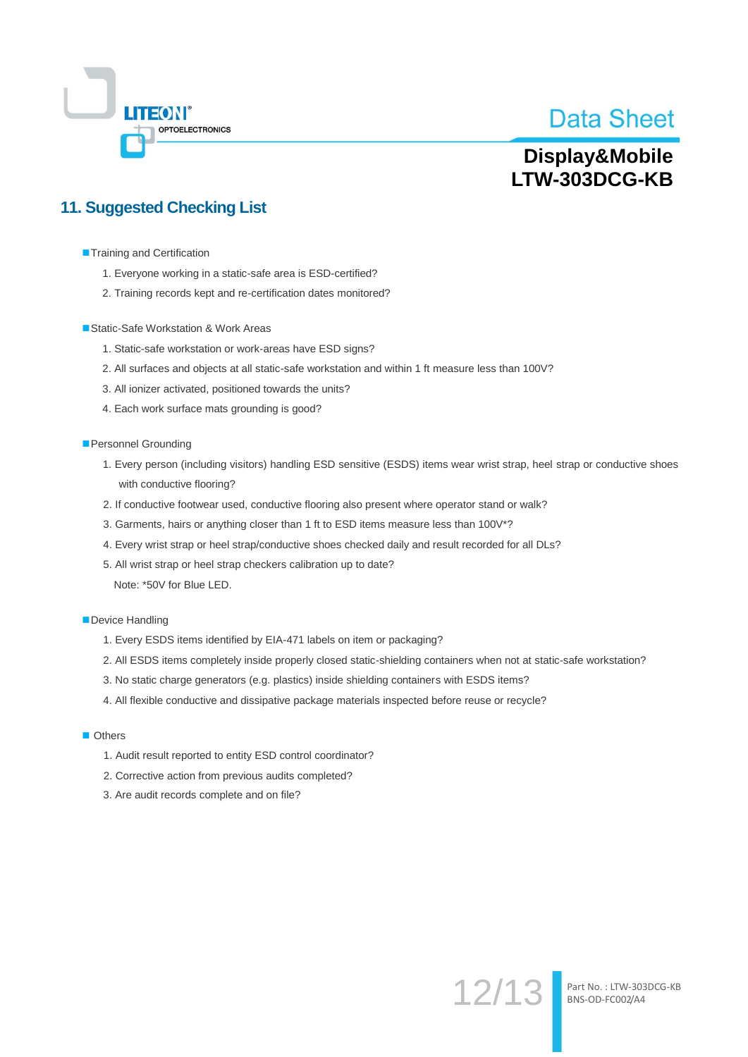## 11. Suggested Checking List

- Training and Certification
  1. Everyone working in a static-safe area is ESD-certified?
  2. Training records kept and re-certification dates monitored?

- Static-Safe Workstation & Work Areas
  1. Static-safe workstation or work-areas have ESD signs?
  2. All surfaces and objects at all static-safe workstation and within 1 ft measure less than 100V?
  3. All ionizer activated, positioned towards the units?
  4. Each work surface mats grounding is good?

- Personnel Grounding
  1. Every person (including visitors) handling ESD sensitive (ESDS) items wear wrist strap, heel strap or conductive shoes with conductive flooring?
  2. If conductive footwear used, conductive flooring also present where operator stand or walk?
  3. Garments, hairs or anything closer than 1 ft to ESD items measure less than 100V*?
  4. Every wrist strap or heel strap/conductive shoes checked daily and result recorded for all DLs?
  5. All wrist strap or heel strap checkers calibration up to date?

  Note: *50V for Blue LED.

- Device Handling
  1. Every ESDS items identified by EIA-471 labels on item or packaging?
  2. All ESDS items completely inside properly closed static-shielding containers when not at static-safe workstation?
  3. No static charge generators (e.g. plastics) inside shielding containers with ESDS items?
  4. All flexible conductive and dissipative package materials inspected before reuse or recycle?

- Others
  1. Audit result reported to entity ESD control coordinator?
  2. Corrective action from previous audits completed?
  3. Are audit records complete and on file?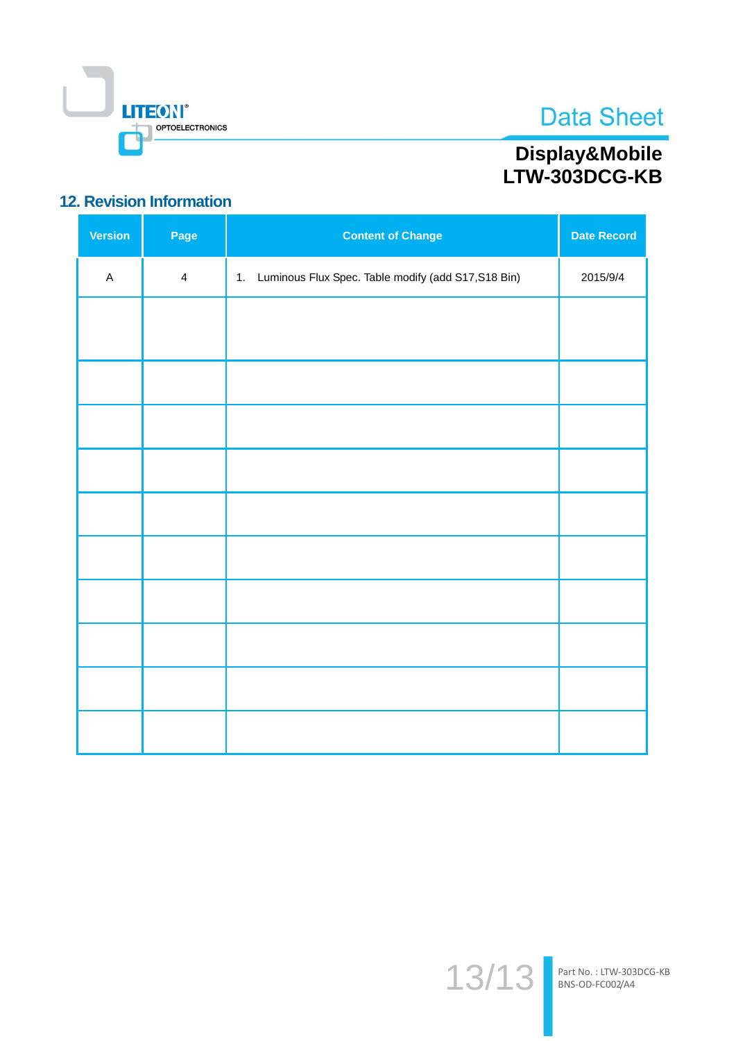## 12. Revision Information

| Version | Page | Content of Change | Date Record |
|---|---|---|---|
| A | 4 | 1. Luminous Flux Spec. Table modify (add S17,S18 Bin) | 2015/9/4 |
| | | | |
| | | | |
| | | | |
| | | | |
| | | | |
| | | | |
| | | | |
| | | | |
| | | | |
| | | | |